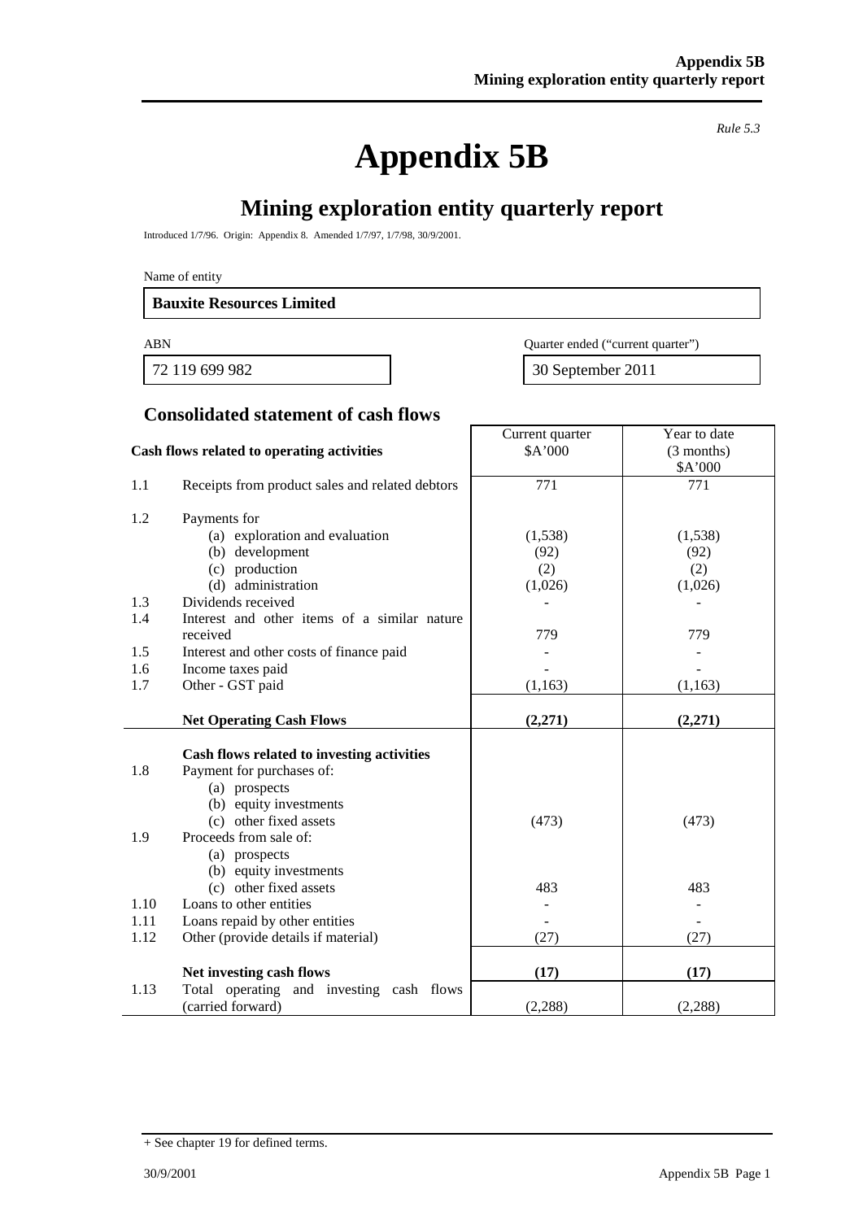*Rule 5.3*

# Appendix 5B

## Mining exploration entity quarterly report

Introduced 1/7/96. Origin: Appendix 8. Amended 1/7/97, 1/7/98, 30/9/2001.

Name of entity

**Bauxite Resources Limited**

| ABN | Quarter ended ("current quarter") |
|---|---|
| 72 119 699 982 | 30 September 2011 |

### Consolidated statement of cash flows

| | Cash flows related to operating activities | Current quarter $A'000 | Year to date (3 months) $A'000 |
|---|---|---|---|
| 1.1 | Receipts from product sales and related debtors | 771 | 771 |
| 1.2 | Payments for | | |
| | (a) exploration and evaluation | (1,538) | (1,538) |
| | (b) development | (92) | (92) |
| | (c) production | (2) | (2) |
| | (d) administration | (1,026) | (1,026) |
| 1.3 | Dividends received | - | - |
| 1.4 | Interest and other items of a similar nature received | 779 | 779 |
| 1.5 | Interest and other costs of finance paid | - | - |
| 1.6 | Income taxes paid | - | - |
| 1.7 | Other - GST paid | (1,163) | (1,163) |
| | **Net Operating Cash Flows** | **(2,271)** | **(2,271)** |
| | **Cash flows related to investing activities** | | |
| 1.8 | Payment for purchases of: | | |
| | (a) prospects | | |
| | (b) equity investments | | |
| | (c) other fixed assets | (473) | (473) |
| 1.9 | Proceeds from sale of: | | |
| | (a) prospects | | |
| | (b) equity investments | | |
| | (c) other fixed assets | 483 | 483 |
| 1.10 | Loans to other entities | - | - |
| 1.11 | Loans repaid by other entities | - | - |
| 1.12 | Other (provide details if material) | (27) | (27) |
| | **Net investing cash flows** | **(17)** | **(17)** |
| 1.13 | Total operating and investing cash flows (carried forward) | (2,288) | (2,288) |

+ See chapter 19 for defined terms.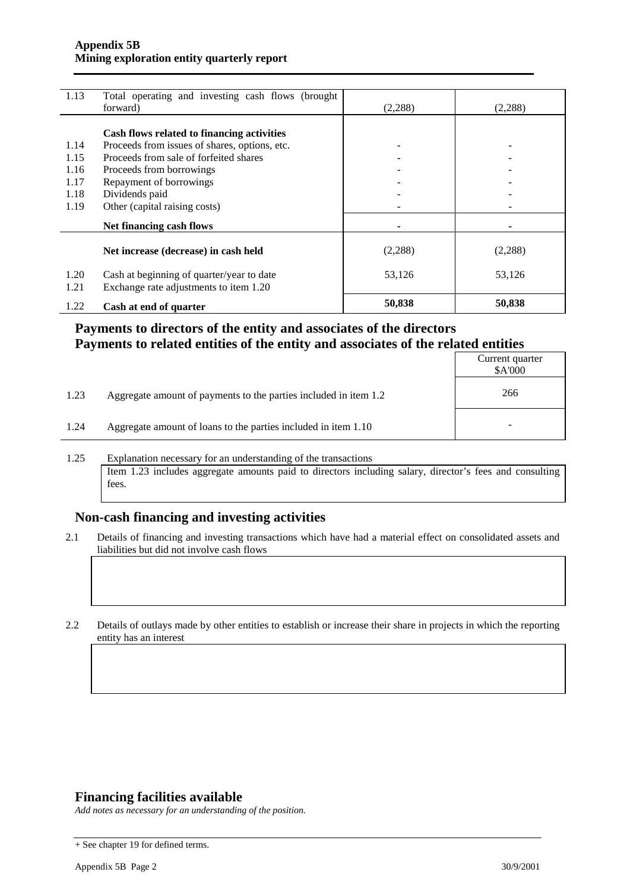| | | | |
|---|---|---|---|
| 1.13 | Total operating and investing cash flows (brought forward) | (2,288) | (2,288) |
| | **Cash flows related to financing activities** | | |
| 1.14 | Proceeds from issues of shares, options, etc. | - | - |
| 1.15 | Proceeds from sale of forfeited shares | - | - |
| 1.16 | Proceeds from borrowings | - | - |
| 1.17 | Repayment of borrowings | - | - |
| 1.18 | Dividends paid | - | - |
| 1.19 | Other (capital raising costs) | - | - |
| | **Net financing cash flows** | **-** | **-** |
| | **Net increase (decrease) in cash held** | (2,288) | (2,288) |
| 1.20 | Cash at beginning of quarter/year to date | 53,126 | 53,126 |
| 1.21 | Exchange rate adjustments to item 1.20 | | |
| 1.22 | **Cash at end of quarter** | **50,838** | **50,838** |

## Payments to directors of the entity and associates of the directors
## Payments to related entities of the entity and associates of the related entities

| | | Current quarter $A'000 |
|---|---|---|
| 1.23 | Aggregate amount of payments to the parties included in item 1.2 | 266 |
| 1.24 | Aggregate amount of loans to the parties included in item 1.10 | - |

1.25 Explanation necessary for an understanding of the transactions

Item 1.23 includes aggregate amounts paid to directors including salary, director's fees and consulting fees.

## Non-cash financing and investing activities

2.1 Details of financing and investing transactions which have had a material effect on consolidated assets and liabilities but did not involve cash flows

2.2 Details of outlays made by other entities to establish or increase their share in projects in which the reporting entity has an interest

## Financing facilities available

*Add notes as necessary for an understanding of the position.*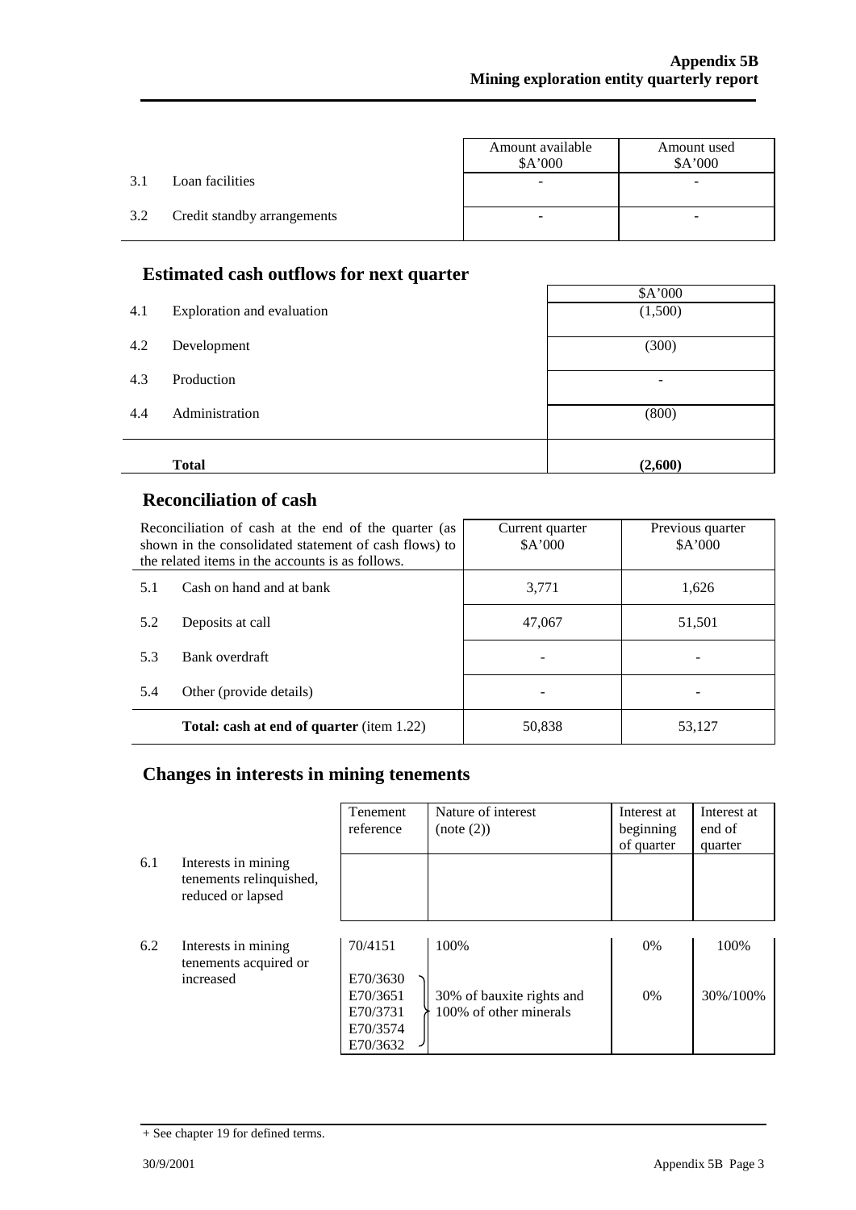| | | Amount available $A'000 | Amount used $A'000 |
|---|---|---|---|
| 3.1 | Loan facilities | - | - |
| 3.2 | Credit standby arrangements | - | - |

## Estimated cash outflows for next quarter

| | | $A'000 |
|---|---|---|
| 4.1 | Exploration and evaluation | (1,500) |
| 4.2 | Development | (300) |
| 4.3 | Production | - |
| 4.4 | Administration | (800) |
| | **Total** | **(2,600)** |

## Reconciliation of cash

| Reconciliation of cash at the end of the quarter (as shown in the consolidated statement of cash flows) to the related items in the accounts is as follows. | | Current quarter $A'000 | Previous quarter $A'000 |
|---|---|---|---|
| 5.1 | Cash on hand and at bank | 3,771 | 1,626 |
| 5.2 | Deposits at call | 47,067 | 51,501 |
| 5.3 | Bank overdraft | - | - |
| 5.4 | Other (provide details) | - | - |
| | **Total: cash at end of quarter** (item 1.22) | 50,838 | 53,127 |

## Changes in interests in mining tenements

| | | Tenement reference | Nature of interest (note (2)) | Interest at beginning of quarter | Interest at end of quarter |
|---|---|---|---|---|---|
| 6.1 | Interests in mining tenements relinquished, reduced or lapsed | | | | |
| 6.2 | Interests in mining tenements acquired or increased | 70/4151 | 100% | 0% | 100% |
| | | E70/3630<br>E70/3651<br>E70/3731<br>E70/3574<br>E70/3632 | 30% of bauxite rights and 100% of other minerals | 0% | 30%/100% |

+ See chapter 19 for defined terms.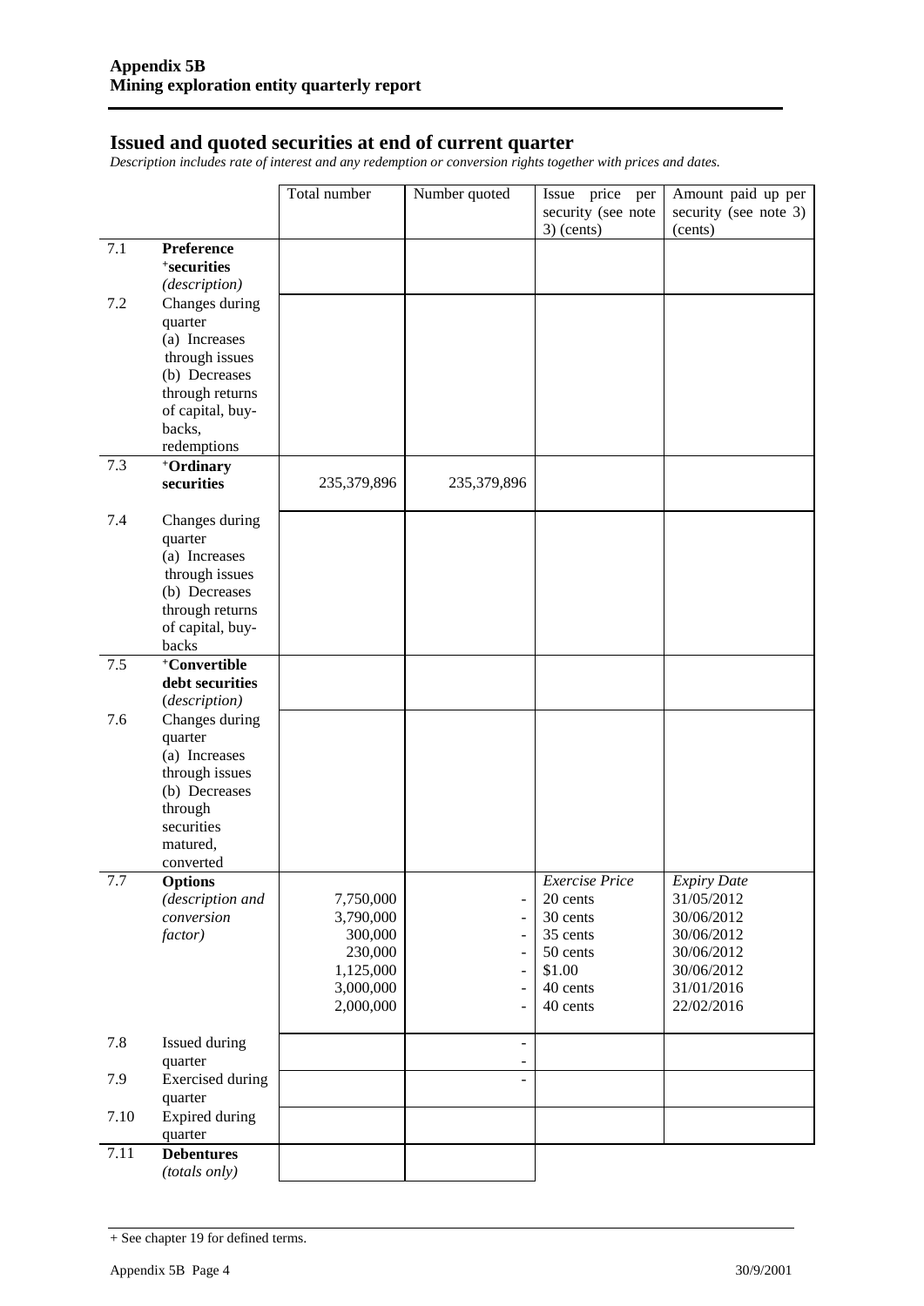## Issued and quoted securities at end of current quarter

*Description includes rate of interest and any redemption or conversion rights together with prices and dates.*

| | | Total number | Number quoted | Issue price per security (see note 3) (cents) | Amount paid up per security (see note 3) (cents) |
|---|---|---|---|---|---|
| 7.1 | **Preference ⁺securities** *(description)* | | | | |
| 7.2 | Changes during quarter (a) Increases through issues (b) Decreases through returns of capital, buy-backs, redemptions | | | | |
| 7.3 | **⁺Ordinary securities** | 235,379,896 | 235,379,896 | | |
| 7.4 | Changes during quarter (a) Increases through issues (b) Decreases through returns of capital, buy-backs | | | | |
| 7.5 | **⁺Convertible debt securities** *(description)* | | | | |
| 7.6 | Changes during quarter (a) Increases through issues (b) Decreases through securities matured, converted | | | | |
| 7.7 | **Options** *(description and conversion factor)* | 7,750,000<br>3,790,000<br>300,000<br>230,000<br>1,125,000<br>3,000,000<br>2,000,000 | -<br>-<br>-<br>-<br>-<br>-<br>- | *Exercise Price*<br>20 cents<br>30 cents<br>35 cents<br>50 cents<br>$1.00<br>40 cents<br>40 cents | *Expiry Date*<br>31/05/2012<br>30/06/2012<br>30/06/2012<br>30/06/2012<br>30/06/2012<br>31/01/2016<br>22/02/2016 |
| 7.8 | Issued during quarter | | -<br>- | | |
| 7.9 | Exercised during quarter | | - | | |
| 7.10 | Expired during quarter | | | | |
| 7.11 | **Debentures** *(totals only)* | | | | |

+ See chapter 19 for defined terms.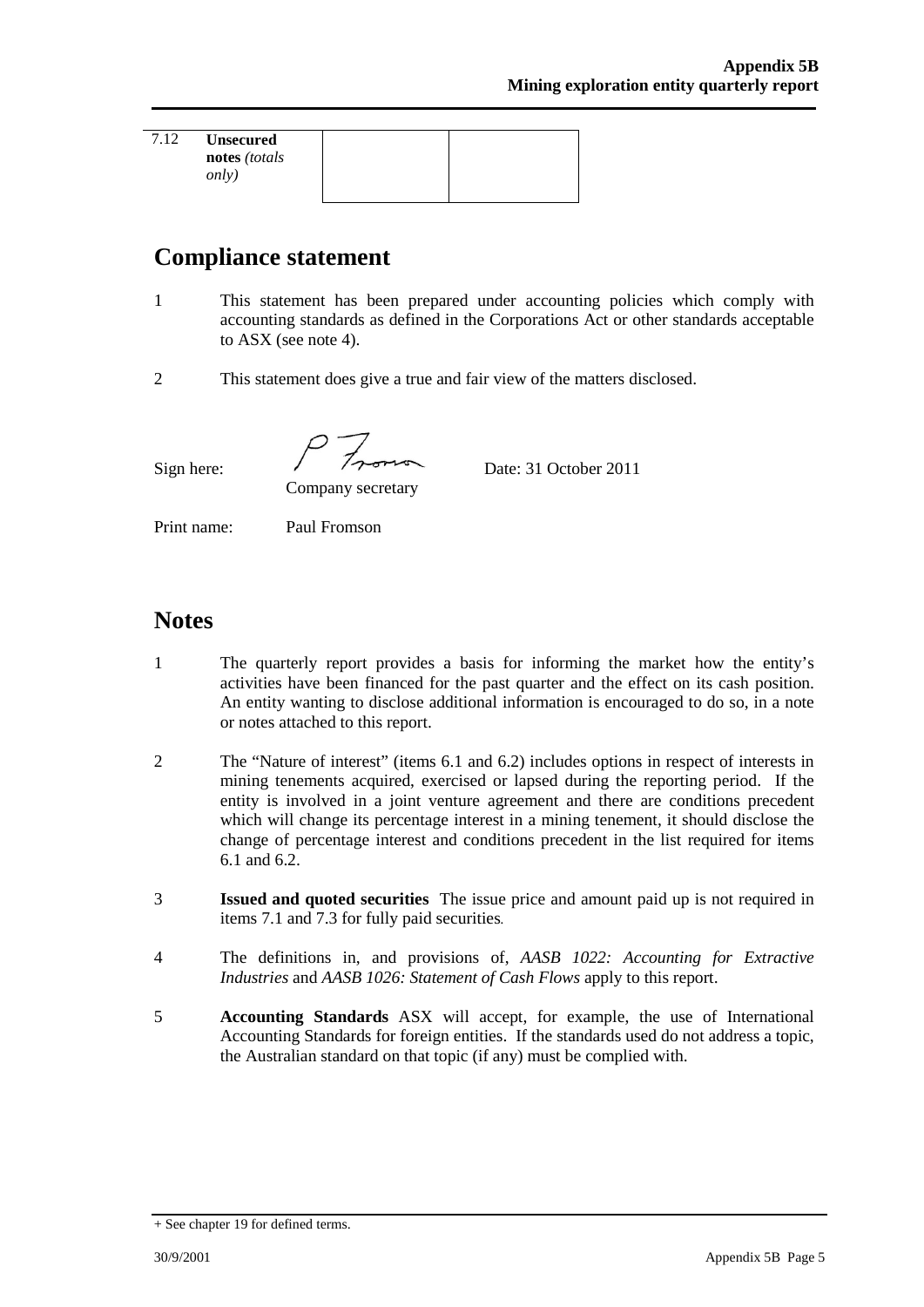| | | | |
|---|---|---|---|
| 7.12 | **Unsecured notes** *(totals only)* | | |

## Compliance statement

1 This statement has been prepared under accounting policies which comply with accounting standards as defined in the Corporations Act or other standards acceptable to ASX (see note 4).

2 This statement does give a true and fair view of the matters disclosed.

Sign here: Company secretary Date: 31 October 2011

Print name: Paul Fromson

## Notes

1 The quarterly report provides a basis for informing the market how the entity's activities have been financed for the past quarter and the effect on its cash position. An entity wanting to disclose additional information is encouraged to do so, in a note or notes attached to this report.

2 The "Nature of interest" (items 6.1 and 6.2) includes options in respect of interests in mining tenements acquired, exercised or lapsed during the reporting period. If the entity is involved in a joint venture agreement and there are conditions precedent which will change its percentage interest in a mining tenement, it should disclose the change of percentage interest and conditions precedent in the list required for items 6.1 and 6.2.

3 **Issued and quoted securities** The issue price and amount paid up is not required in items 7.1 and 7.3 for fully paid securities.

4 The definitions in, and provisions of, *AASB 1022: Accounting for Extractive Industries* and *AASB 1026: Statement of Cash Flows* apply to this report.

5 **Accounting Standards** ASX will accept, for example, the use of International Accounting Standards for foreign entities. If the standards used do not address a topic, the Australian standard on that topic (if any) must be complied with.

+ See chapter 19 for defined terms.